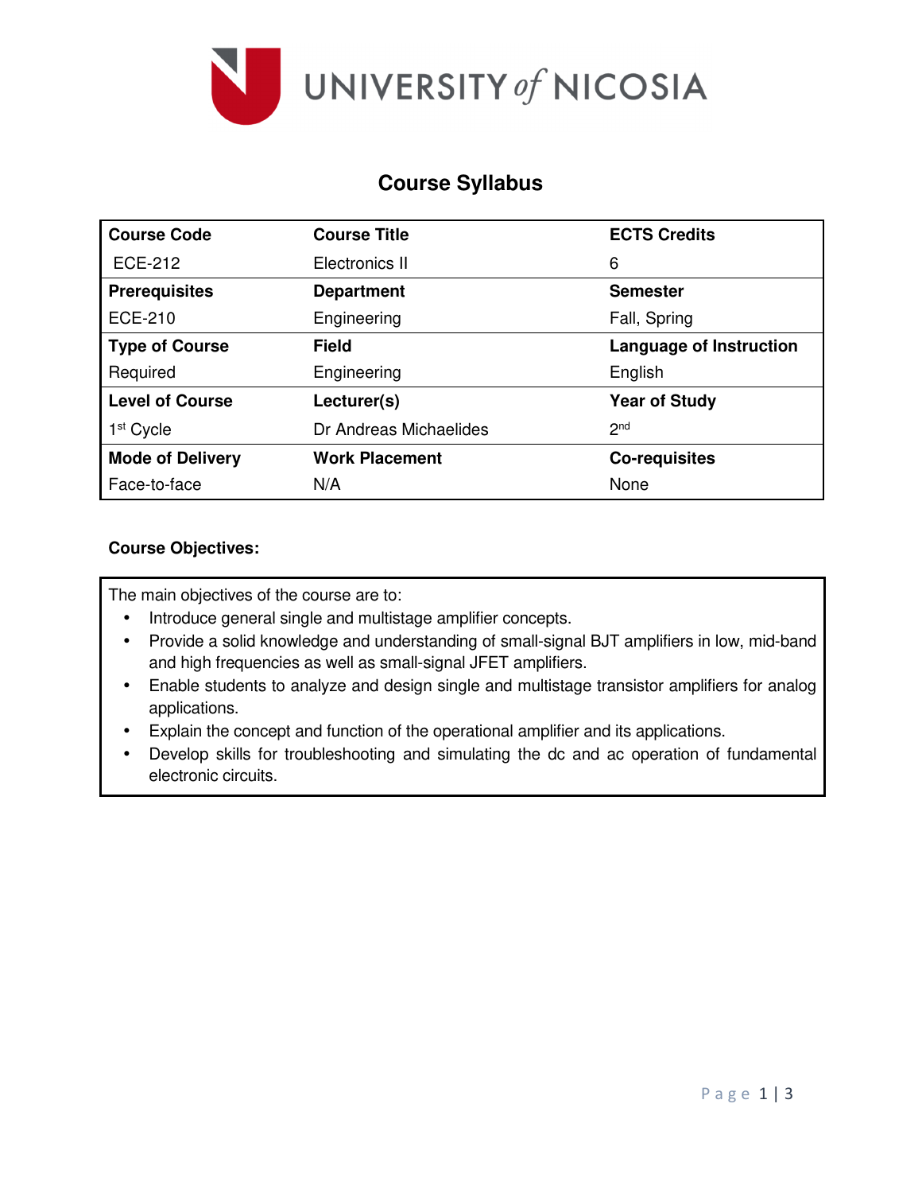# Course Syllabus

| Course Code | Course Title | ECTS Credits |
|---|---|---|
| ECE-212 | Electronics II | 6 |
| **Prerequisites** | **Department** | **Semester** |
| ECE-210 | Engineering | Fall, Spring |
| **Type of Course** | **Field** | **Language of Instruction** |
| Required | Engineering | English |
| **Level of Course** | **Lecturer(s)** | **Year of Study** |
| 1st Cycle | Dr Andreas Michaelides | 2nd |
| **Mode of Delivery** | **Work Placement** | **Co-requisites** |
| Face-to-face | N/A | None |

**Course Objectives:**

The main objectives of the course are to:

- Introduce general single and multistage amplifier concepts.
- Provide a solid knowledge and understanding of small-signal BJT amplifiers in low, mid-band and high frequencies as well as small-signal JFET amplifiers.
- Enable students to analyze and design single and multistage transistor amplifiers for analog applications.
- Explain the concept and function of the operational amplifier and its applications.
- Develop skills for troubleshooting and simulating the dc and ac operation of fundamental electronic circuits.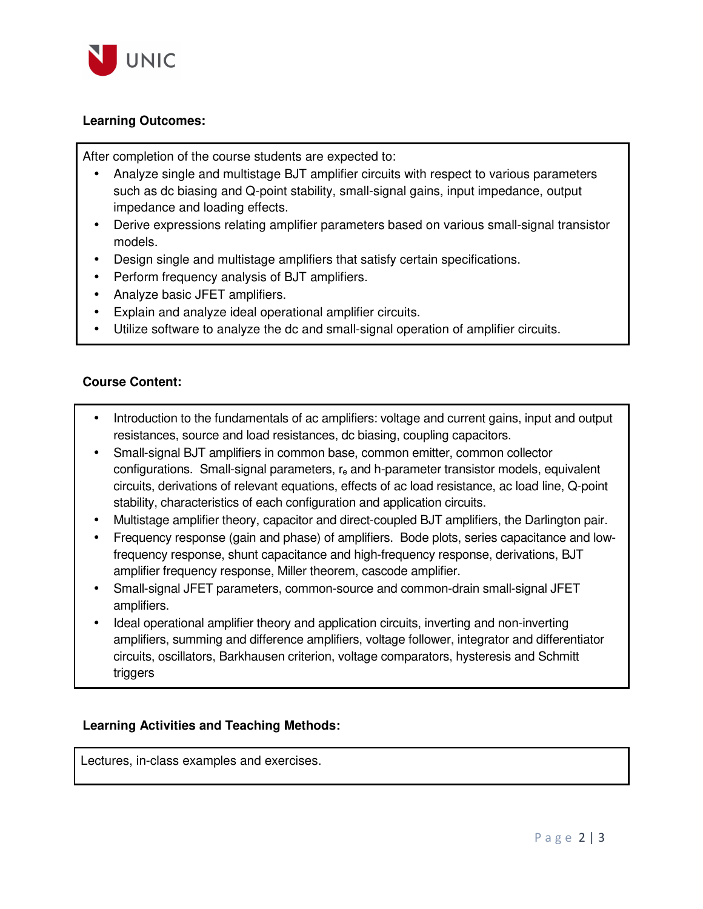**Learning Outcomes:**

After completion of the course students are expected to:

- Analyze single and multistage BJT amplifier circuits with respect to various parameters such as dc biasing and Q-point stability, small-signal gains, input impedance, output impedance and loading effects.
- Derive expressions relating amplifier parameters based on various small-signal transistor models.
- Design single and multistage amplifiers that satisfy certain specifications.
- Perform frequency analysis of BJT amplifiers.
- Analyze basic JFET amplifiers.
- Explain and analyze ideal operational amplifier circuits.
- Utilize software to analyze the dc and small-signal operation of amplifier circuits.

**Course Content:**

- Introduction to the fundamentals of ac amplifiers: voltage and current gains, input and output resistances, source and load resistances, dc biasing, coupling capacitors.
- Small-signal BJT amplifiers in common base, common emitter, common collector configurations. Small-signal parameters, $r_e$ and h-parameter transistor models, equivalent circuits, derivations of relevant equations, effects of ac load resistance, ac load line, Q-point stability, characteristics of each configuration and application circuits.
- Multistage amplifier theory, capacitor and direct-coupled BJT amplifiers, the Darlington pair.
- Frequency response (gain and phase) of amplifiers. Bode plots, series capacitance and low-frequency response, shunt capacitance and high-frequency response, derivations, BJT amplifier frequency response, Miller theorem, cascode amplifier.
- Small-signal JFET parameters, common-source and common-drain small-signal JFET amplifiers.
- Ideal operational amplifier theory and application circuits, inverting and non-inverting amplifiers, summing and difference amplifiers, voltage follower, integrator and differentiator circuits, oscillators, Barkhausen criterion, voltage comparators, hysteresis and Schmitt triggers

**Learning Activities and Teaching Methods:**

Lectures, in-class examples and exercises.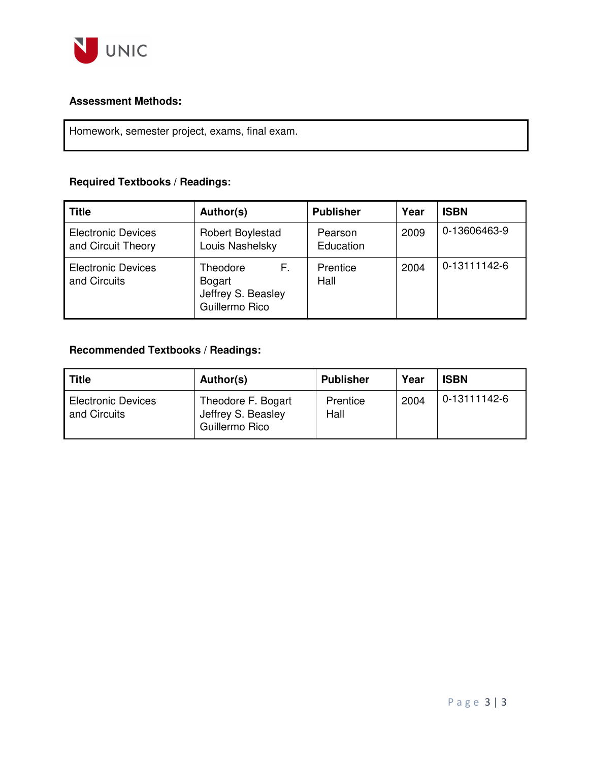**Assessment Methods:**

Homework, semester project, exams, final exam.

**Required Textbooks / Readings:**

| Title | Author(s) | Publisher | Year | ISBN |
|---|---|---|---|---|
| Electronic Devices and Circuit Theory | Robert Boylestad Louis Nashelsky | Pearson Education | 2009 | 0-13606463-9 |
| Electronic Devices and Circuits | Theodore F. Bogart Jeffrey S. Beasley Guillermo Rico | Prentice Hall | 2004 | 0-13111142-6 |

**Recommended Textbooks / Readings:**

| Title | Author(s) | Publisher | Year | ISBN |
|---|---|---|---|---|
| Electronic Devices and Circuits | Theodore F. Bogart Jeffrey S. Beasley Guillermo Rico | Prentice Hall | 2004 | 0-13111142-6 |